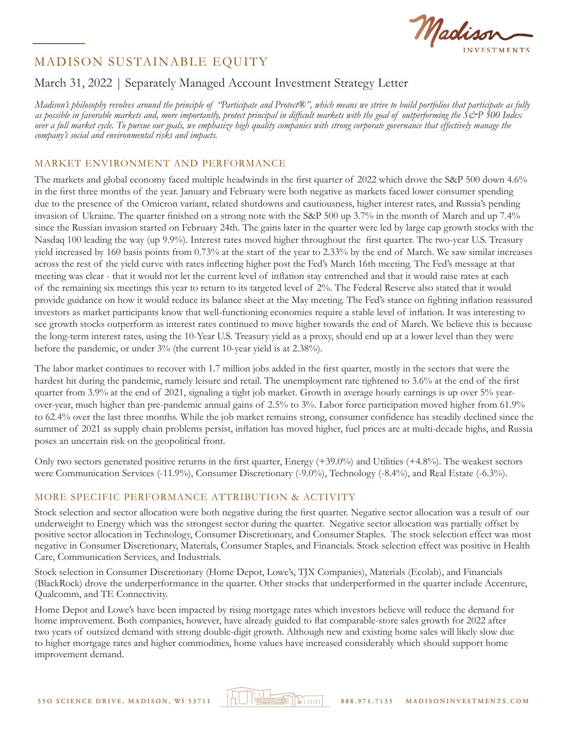# MADISON SUSTAINABLE EQUITY

## March 31, 2022 | Separately Managed Account Investment Strategy Letter

*Madison's philosophy revolves around the principle of "Participate and Protect®", which means we strive to build portfolios that participate as fully as possible in favorable markets and, more importantly, protect principal in difficult markets with the goal of outperforming the S&P 500 Index over a full market cycle. To pursue our goals, we emphasize high quality companies with strong corporate governance that effectively manage the company's social and environmental risks and impacts.*

### MARKET ENVIRONMENT AND PERFORMANCE

The markets and global economy faced multiple headwinds in the first quarter of 2022 which drove the S&P 500 down 4.6% in the first three months of the year. January and February were both negative as markets faced lower consumer spending due to the presence of the Omicron variant, related shutdowns and cautiousness, higher interest rates, and Russia's pending invasion of Ukraine. The quarter finished on a strong note with the S&P 500 up 3.7% in the month of March and up 7.4% since the Russian invasion started on February 24th. The gains later in the quarter were led by large cap growth stocks with the Nasdaq 100 leading the way (up 9.9%). Interest rates moved higher throughout the first quarter. The two-year U.S. Treasury yield increased by 160 basis points from 0.73% at the start of the year to 2.33% by the end of March. We saw similar increases across the rest of the yield curve with rates inflecting higher post the Fed's March 16th meeting. The Fed's message at that meeting was clear - that it would not let the current level of inflation stay entrenched and that it would raise rates at each of the remaining six meetings this year to return to its targeted level of 2%. The Federal Reserve also stated that it would provide guidance on how it would reduce its balance sheet at the May meeting. The Fed's stance on fighting inflation reassured investors as market participants know that well-functioning economies require a stable level of inflation. It was interesting to see growth stocks outperform as interest rates continued to move higher towards the end of March. We believe this is because the long-term interest rates, using the 10-Year U.S. Treasury yield as a proxy, should end up at a lower level than they were before the pandemic, or under 3% (the current 10-year yield is at 2.38%).

The labor market continues to recover with 1.7 million jobs added in the first quarter, mostly in the sectors that were the hardest hit during the pandemic, namely leisure and retail. The unemployment rate tightened to 3.6% at the end of the first quarter from 3.9% at the end of 2021, signaling a tight job market. Growth in average hourly earnings is up over 5% year-over-year, much higher than pre-pandemic annual gains of 2.5% to 3%. Labor force participation moved higher from 61.9% to 62.4% over the last three months. While the job market remains strong, consumer confidence has steadily declined since the summer of 2021 as supply chain problems persist, inflation has moved higher, fuel prices are at multi-decade highs, and Russia poses an uncertain risk on the geopolitical front.

Only two sectors generated positive returns in the first quarter, Energy (+39.0%) and Utilities (+4.8%). The weakest sectors were Communication Services (-11.9%), Consumer Discretionary (-9.0%), Technology (-8.4%), and Real Estate (-6.3%).

### MORE SPECIFIC PERFORMANCE ATTRIBUTION & ACTIVITY

Stock selection and sector allocation were both negative during the first quarter. Negative sector allocation was a result of our underweight to Energy which was the strongest sector during the quarter. Negative sector allocation was partially offset by positive sector allocation in Technology, Consumer Discretionary, and Consumer Staples. The stock selection effect was most negative in Consumer Discretionary, Materials, Consumer Staples, and Financials. Stock selection effect was positive in Health Care, Communication Services, and Industrials.

Stock selection in Consumer Discretionary (Home Depot, Lowe's, TJX Companies), Materials (Ecolab), and Financials (BlackRock) drove the underperformance in the quarter. Other stocks that underperformed in the quarter include Accenture, Qualcomm, and TE Connectivity.

Home Depot and Lowe's have been impacted by rising mortgage rates which investors believe will reduce the demand for home improvement. Both companies, however, have already guided to flat comparable-store sales growth for 2022 after two years of outsized demand with strong double-digit growth. Although new and existing home sales will likely slow due to higher mortgage rates and higher commodities, home values have increased considerably which should support home improvement demand.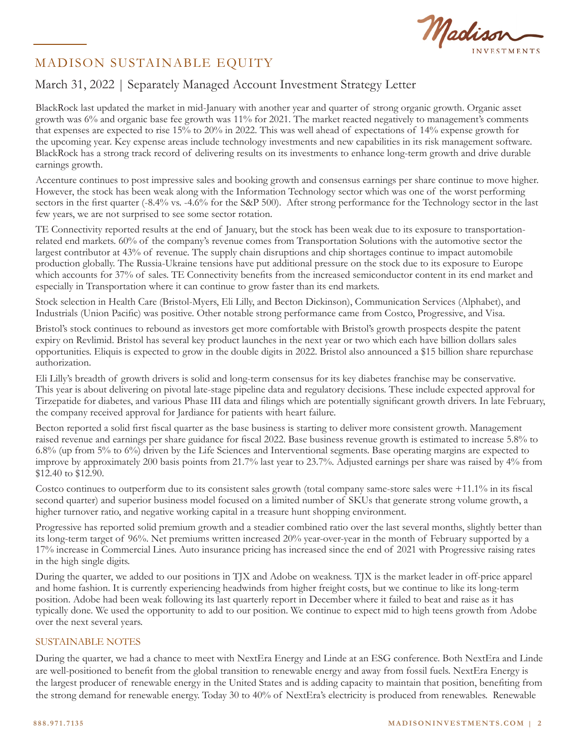# MADISON SUSTAINABLE EQUITY

## March 31, 2022 | Separately Managed Account Investment Strategy Letter

BlackRock last updated the market in mid-January with another year and quarter of strong organic growth. Organic asset growth was 6% and organic base fee growth was 11% for 2021. The market reacted negatively to management's comments that expenses are expected to rise 15% to 20% in 2022. This was well ahead of expectations of 14% expense growth for the upcoming year. Key expense areas include technology investments and new capabilities in its risk management software. BlackRock has a strong track record of delivering results on its investments to enhance long-term growth and drive durable earnings growth.

Accenture continues to post impressive sales and booking growth and consensus earnings per share continue to move higher. However, the stock has been weak along with the Information Technology sector which was one of the worst performing sectors in the first quarter (-8.4% vs. -4.6% for the S&P 500). After strong performance for the Technology sector in the last few years, we are not surprised to see some sector rotation.

TE Connectivity reported results at the end of January, but the stock has been weak due to its exposure to transportation-related end markets. 60% of the company's revenue comes from Transportation Solutions with the automotive sector the largest contributor at 43% of revenue. The supply chain disruptions and chip shortages continue to impact automobile production globally. The Russia-Ukraine tensions have put additional pressure on the stock due to its exposure to Europe which accounts for 37% of sales. TE Connectivity benefits from the increased semiconductor content in its end market and especially in Transportation where it can continue to grow faster than its end markets.

Stock selection in Health Care (Bristol-Myers, Eli Lilly, and Becton Dickinson), Communication Services (Alphabet), and Industrials (Union Pacific) was positive. Other notable strong performance came from Costco, Progressive, and Visa.

Bristol's stock continues to rebound as investors get more comfortable with Bristol's growth prospects despite the patent expiry on Revlimid. Bristol has several key product launches in the next year or two which each have billion dollars sales opportunities. Eliquis is expected to grow in the double digits in 2022. Bristol also announced a $15 billion share repurchase authorization.

Eli Lilly's breadth of growth drivers is solid and long-term consensus for its key diabetes franchise may be conservative. This year is about delivering on pivotal late-stage pipeline data and regulatory decisions. These include expected approval for Tirzepatide for diabetes, and various Phase III data and filings which are potentially significant growth drivers. In late February, the company received approval for Jardiance for patients with heart failure.

Becton reported a solid first fiscal quarter as the base business is starting to deliver more consistent growth. Management raised revenue and earnings per share guidance for fiscal 2022. Base business revenue growth is estimated to increase 5.8% to 6.8% (up from 5% to 6%) driven by the Life Sciences and Interventional segments. Base operating margins are expected to improve by approximately 200 basis points from 21.7% last year to 23.7%. Adjusted earnings per share was raised by 4% from $12.40 to $12.90.

Costco continues to outperform due to its consistent sales growth (total company same-store sales were +11.1% in its fiscal second quarter) and superior business model focused on a limited number of SKUs that generate strong volume growth, a higher turnover ratio, and negative working capital in a treasure hunt shopping environment.

Progressive has reported solid premium growth and a steadier combined ratio over the last several months, slightly better than its long-term target of 96%. Net premiums written increased 20% year-over-year in the month of February supported by a 17% increase in Commercial Lines. Auto insurance pricing has increased since the end of 2021 with Progressive raising rates in the high single digits.

During the quarter, we added to our positions in TJX and Adobe on weakness. TJX is the market leader in off-price apparel and home fashion. It is currently experiencing headwinds from higher freight costs, but we continue to like its long-term position. Adobe had been weak following its last quarterly report in December where it failed to beat and raise as it has typically done. We used the opportunity to add to our position. We continue to expect mid to high teens growth from Adobe over the next several years.

### SUSTAINABLE NOTES

During the quarter, we had a chance to meet with NextEra Energy and Linde at an ESG conference. Both NextEra and Linde are well-positioned to benefit from the global transition to renewable energy and away from fossil fuels. NextEra Energy is the largest producer of renewable energy in the United States and is adding capacity to maintain that position, benefiting from the strong demand for renewable energy. Today 30 to 40% of NextEra's electricity is produced from renewables. Renewable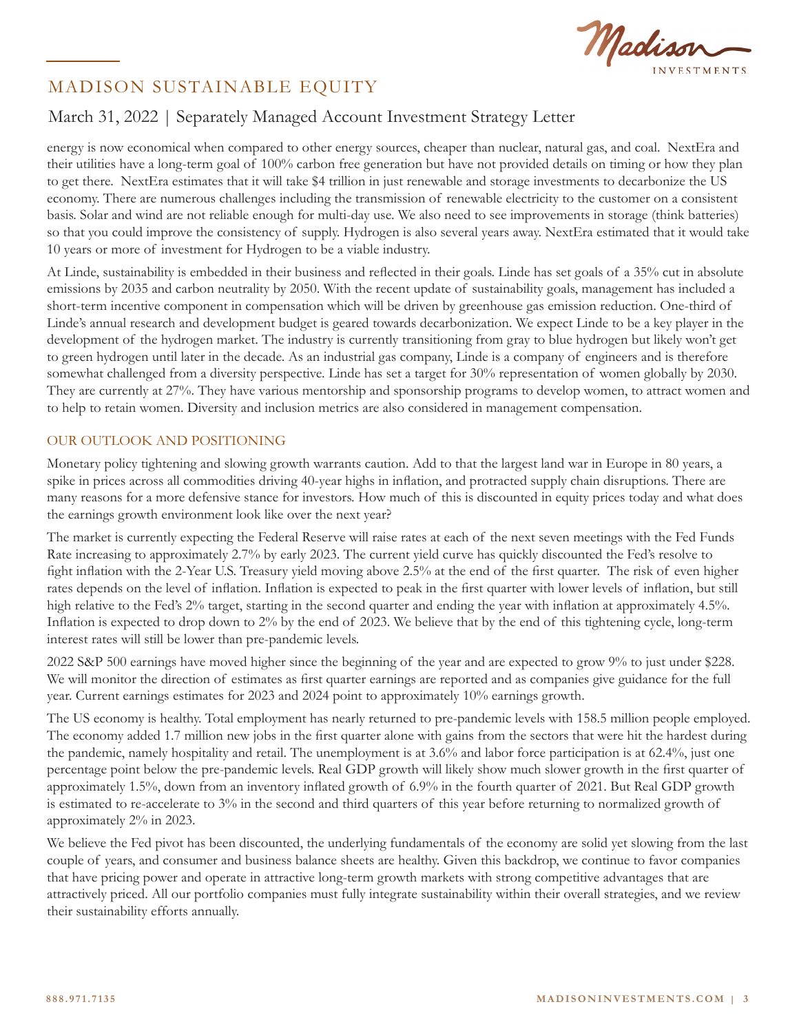energy is now economical when compared to other energy sources, cheaper than nuclear, natural gas, and coal. NextEra and their utilities have a long-term goal of 100% carbon free generation but have not provided details on timing or how they plan to get there. NextEra estimates that it will take $4 trillion in just renewable and storage investments to decarbonize the US economy. There are numerous challenges including the transmission of renewable electricity to the customer on a consistent basis. Solar and wind are not reliable enough for multi-day use. We also need to see improvements in storage (think batteries) so that you could improve the consistency of supply. Hydrogen is also several years away. NextEra estimated that it would take 10 years or more of investment for Hydrogen to be a viable industry.

At Linde, sustainability is embedded in their business and reflected in their goals. Linde has set goals of a 35% cut in absolute emissions by 2035 and carbon neutrality by 2050. With the recent update of sustainability goals, management has included a short-term incentive component in compensation which will be driven by greenhouse gas emission reduction. One-third of Linde's annual research and development budget is geared towards decarbonization. We expect Linde to be a key player in the development of the hydrogen market. The industry is currently transitioning from gray to blue hydrogen but likely won't get to green hydrogen until later in the decade. As an industrial gas company, Linde is a company of engineers and is therefore somewhat challenged from a diversity perspective. Linde has set a target for 30% representation of women globally by 2030. They are currently at 27%. They have various mentorship and sponsorship programs to develop women, to attract women and to help to retain women. Diversity and inclusion metrics are also considered in management compensation.

## OUR OUTLOOK AND POSITIONING

Monetary policy tightening and slowing growth warrants caution. Add to that the largest land war in Europe in 80 years, a spike in prices across all commodities driving 40-year highs in inflation, and protracted supply chain disruptions. There are many reasons for a more defensive stance for investors. How much of this is discounted in equity prices today and what does the earnings growth environment look like over the next year?

The market is currently expecting the Federal Reserve will raise rates at each of the next seven meetings with the Fed Funds Rate increasing to approximately 2.7% by early 2023. The current yield curve has quickly discounted the Fed's resolve to fight inflation with the 2-Year U.S. Treasury yield moving above 2.5% at the end of the first quarter. The risk of even higher rates depends on the level of inflation. Inflation is expected to peak in the first quarter with lower levels of inflation, but still high relative to the Fed's 2% target, starting in the second quarter and ending the year with inflation at approximately 4.5%. Inflation is expected to drop down to 2% by the end of 2023. We believe that by the end of this tightening cycle, long-term interest rates will still be lower than pre-pandemic levels.

2022 S&P 500 earnings have moved higher since the beginning of the year and are expected to grow 9% to just under $228. We will monitor the direction of estimates as first quarter earnings are reported and as companies give guidance for the full year. Current earnings estimates for 2023 and 2024 point to approximately 10% earnings growth.

The US economy is healthy. Total employment has nearly returned to pre-pandemic levels with 158.5 million people employed. The economy added 1.7 million new jobs in the first quarter alone with gains from the sectors that were hit the hardest during the pandemic, namely hospitality and retail. The unemployment is at 3.6% and labor force participation is at 62.4%, just one percentage point below the pre-pandemic levels. Real GDP growth will likely show much slower growth in the first quarter of approximately 1.5%, down from an inventory inflated growth of 6.9% in the fourth quarter of 2021. But Real GDP growth is estimated to re-accelerate to 3% in the second and third quarters of this year before returning to normalized growth of approximately 2% in 2023.

We believe the Fed pivot has been discounted, the underlying fundamentals of the economy are solid yet slowing from the last couple of years, and consumer and business balance sheets are healthy. Given this backdrop, we continue to favor companies that have pricing power and operate in attractive long-term growth markets with strong competitive advantages that are attractively priced. All our portfolio companies must fully integrate sustainability within their overall strategies, and we review their sustainability efforts annually.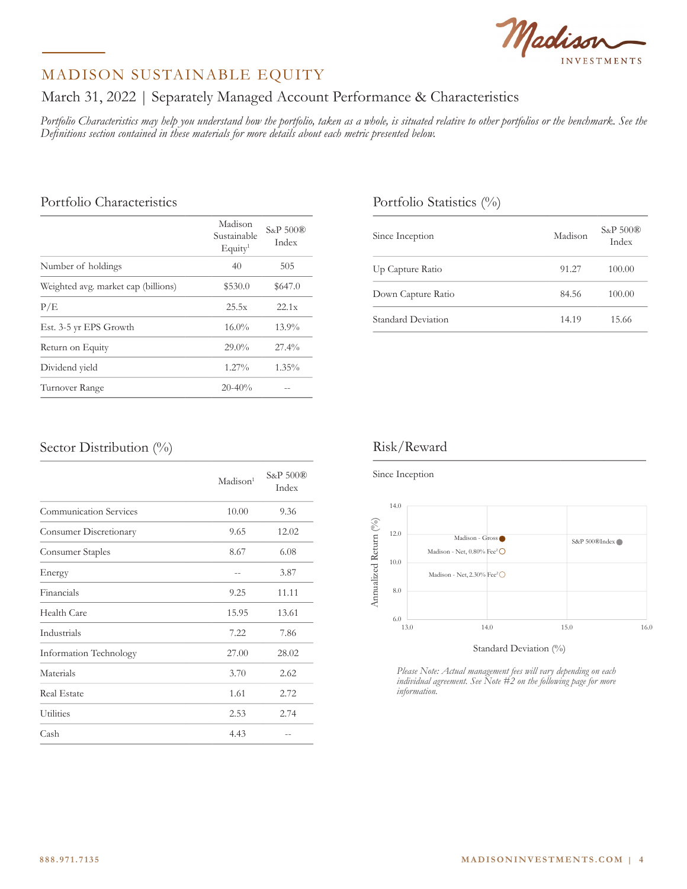# MADISON SUSTAINABLE EQUITY

## March 31, 2022 | Separately Managed Account Performance & Characteristics

*Portfolio Characteristics may help you understand how the portfolio, taken as a whole, is situated relative to other portfolios or the benchmark. See the Definitions section contained in these materials for more details about each metric presented below.*

### Portfolio Characteristics

| | Madison Sustainable Equity[1] | S&P 500® Index |
|---|---|---|
| Number of holdings | 40 | 505 |
| Weighted avg. market cap (billions) | $530.0 | $647.0 |
| P/E | 25.5x | 22.1x |
| Est. 3-5 yr EPS Growth | 16.0% | 13.9% |
| Return on Equity | 29.0% | 27.4% |
| Dividend yield | 1.27% | 1.35% |
| Turnover Range | 20-40% | -- |

### Portfolio Statistics (%)

| Since Inception | Madison | S&P 500® Index |
|---|---|---|
| Up Capture Ratio | 91.27 | 100.00 |
| Down Capture Ratio | 84.56 | 100.00 |
| Standard Deviation | 14.19 | 15.66 |

### Sector Distribution (%)

| | Madison[1] | S&P 500® Index |
|---|---|---|
| Communication Services | 10.00 | 9.36 |
| Consumer Discretionary | 9.65 | 12.02 |
| Consumer Staples | 8.67 | 6.08 |
| Energy | -- | 3.87 |
| Financials | 9.25 | 11.11 |
| Health Care | 15.95 | 13.61 |
| Industrials | 7.22 | 7.86 |
| Information Technology | 27.00 | 28.02 |
| Materials | 3.70 | 2.62 |
| Real Estate | 1.61 | 2.72 |
| Utilities | 2.53 | 2.74 |
| Cash | 4.43 | -- |

### Risk/Reward

Since Inception

Annualized Return (%)

14.0
12.0
10.0
8.0
6.0

Madison - Gross
Madison - Net, 0.80% Fee[2]
Madison - Net, 2.30% Fee[2]
S&P 500®Index

13.0
14.0
15.0
16.0

Standard Deviation (%)

*Please Note: Actual management fees will vary depending on each individual agreement. See Note #2 on the following page for more information.*

888.971.7135

MADISONINVESTMENTS.COM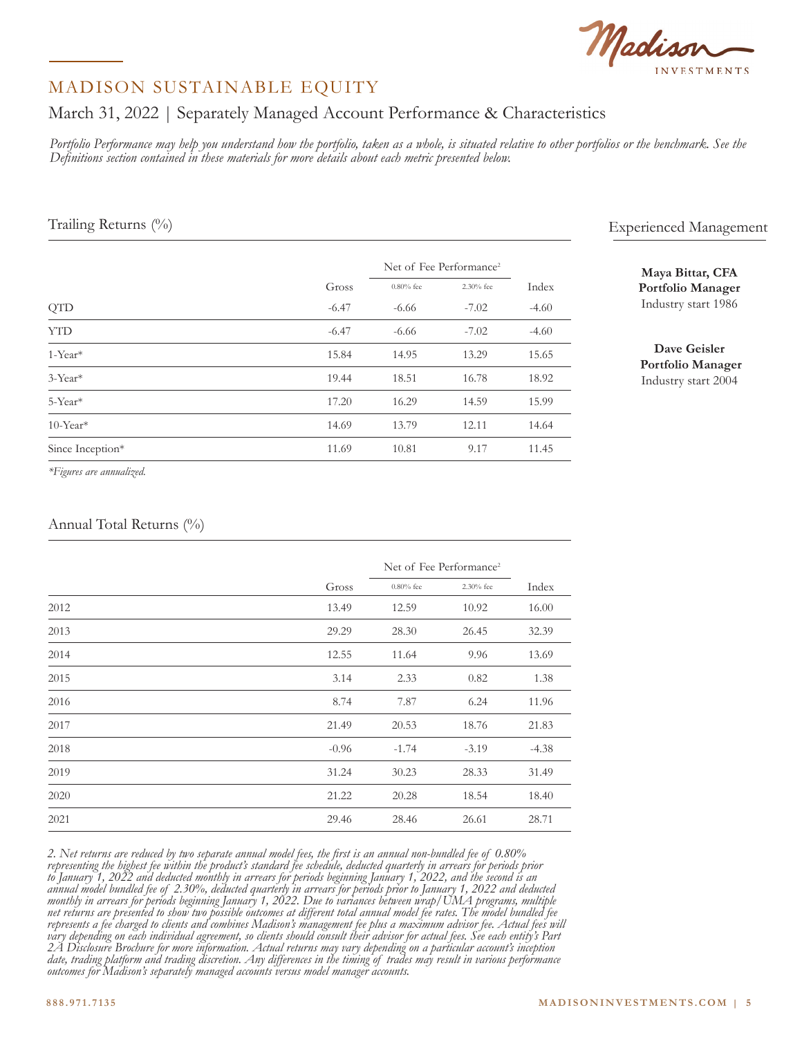# MADISON SUSTAINABLE EQUITY

## March 31, 2022 | Separately Managed Account Performance & Characteristics

*Portfolio Performance may help you understand how the portfolio, taken as a whole, is situated relative to other portfolios or the benchmark. See the Definitions section contained in these materials for more details about each metric presented below.*

### Trailing Returns (%)

| | Gross | Net of Fee Performance[2] | | Index |
|---|---|---|---|---|
| | | 0.80% fee | 2.30% fee | |
| QTD | -6.47 | -6.66 | -7.02 | -4.60 |
| YTD | -6.47 | -6.66 | -7.02 | -4.60 |
| 1-Year* | 15.84 | 14.95 | 13.29 | 15.65 |
| 3-Year* | 19.44 | 18.51 | 16.78 | 18.92 |
| 5-Year* | 17.20 | 16.29 | 14.59 | 15.99 |
| 10-Year* | 14.69 | 13.79 | 12.11 | 14.64 |
| Since Inception* | 11.69 | 10.81 | 9.17 | 11.45 |

**Figures are annualized.*

### Experienced Management

**Maya Bittar, CFA**
**Portfolio Manager**
Industry start 1986

**Dave Geisler**
**Portfolio Manager**
Industry start 2004

### Annual Total Returns (%)

| | Gross | Net of Fee Performance[2] | | Index |
|---|---|---|---|---|
| | | 0.80% fee | 2.30% fee | |
| 2012 | 13.49 | 12.59 | 10.92 | 16.00 |
| 2013 | 29.29 | 28.30 | 26.45 | 32.39 |
| 2014 | 12.55 | 11.64 | 9.96 | 13.69 |
| 2015 | 3.14 | 2.33 | 0.82 | 1.38 |
| 2016 | 8.74 | 7.87 | 6.24 | 11.96 |
| 2017 | 21.49 | 20.53 | 18.76 | 21.83 |
| 2018 | -0.96 | -1.74 | -3.19 | -4.38 |
| 2019 | 31.24 | 30.23 | 28.33 | 31.49 |
| 2020 | 21.22 | 20.28 | 18.54 | 18.40 |
| 2021 | 29.46 | 28.46 | 26.61 | 28.71 |

*2. Net returns are reduced by two separate annual model fees, the first is an annual non-bundled fee of 0.80% representing the highest fee within the product's standard fee schedule, deducted quarterly in arrears for periods prior to January 1, 2022 and deducted monthly in arrears for periods beginning January 1, 2022, and the second is an annual model bundled fee of 2.30%, deducted quarterly in arrears for periods prior to January 1, 2022 and deducted monthly in arrears for periods beginning January 1, 2022. Due to variances between wrap/UMA programs, multiple net returns are presented to show two possible outcomes at different total annual model fee rates. The model bundled fee represents a fee charged to clients and combines Madison's management fee plus a maximum advisor fee. Actual fees will vary depending on each individual agreement, so clients should consult their advisor for actual fees. See each entity's Part 2A Disclosure Brochure for more information. Actual returns may vary depending on a particular account's inception date, trading platform and trading discretion. Any differences in the timing of trades may result in various performance outcomes for Madison's separately managed accounts versus model manager accounts.*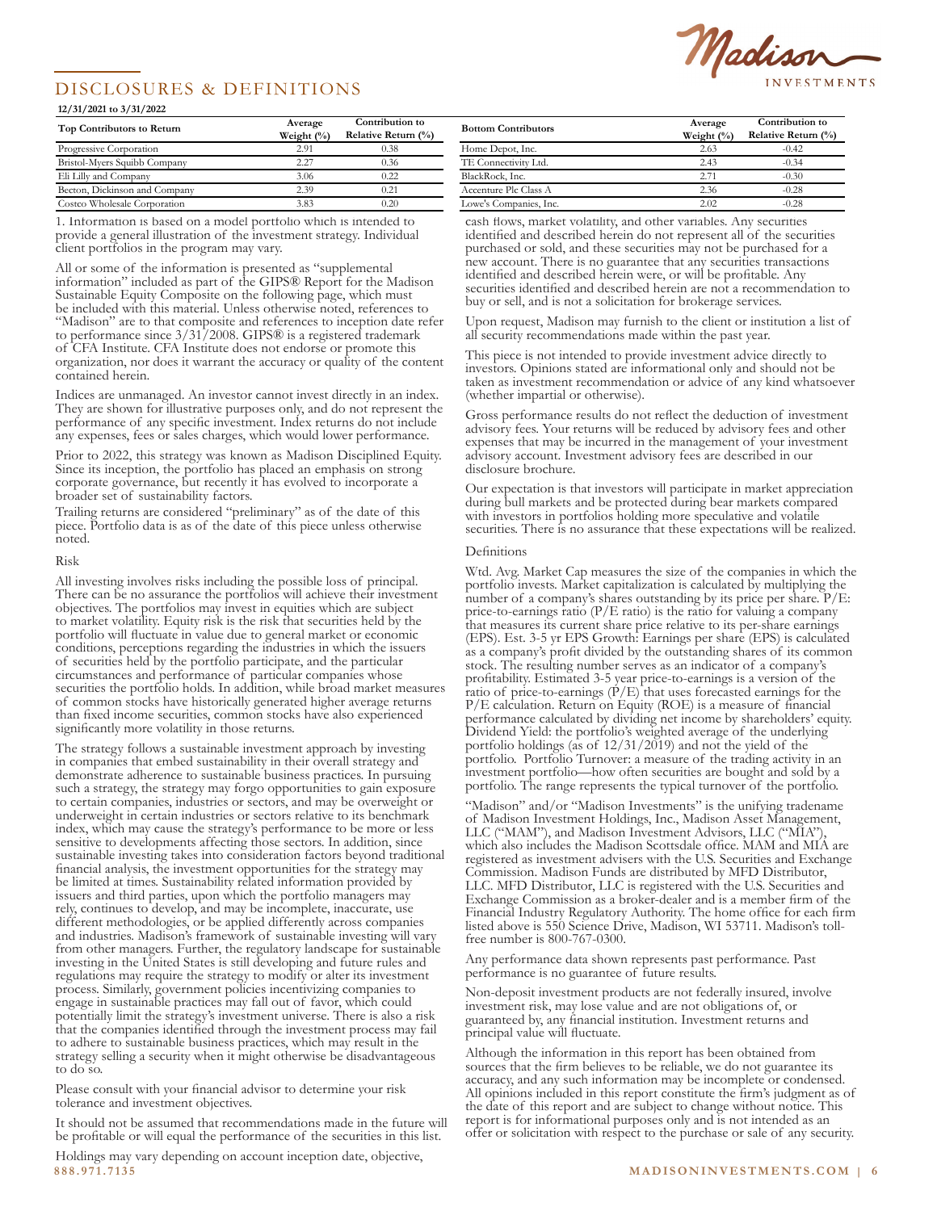# DISCLOSURES & DEFINITIONS

**12/31/2021 to 3/31/2022**

| Top Contributors to Return | Average Weight (%) | Contribution to Relative Return (%) |
|---|---|---|
| Progressive Corporation | 2.91 | 0.38 |
| Bristol-Myers Squibb Company | 2.27 | 0.36 |
| Eli Lilly and Company | 3.06 | 0.22 |
| Becton, Dickinson and Company | 2.39 | 0.21 |
| Costco Wholesale Corporation | 3.83 | 0.20 |

| Bottom Contributors | Average Weight (%) | Contribution to Relative Return (%) |
|---|---|---|
| Home Depot, Inc. | 2.63 | -0.42 |
| TE Connectivity Ltd. | 2.43 | -0.34 |
| BlackRock, Inc. | 2.71 | -0.30 |
| Accenture Plc Class A | 2.36 | -0.28 |
| Lowe's Companies, Inc. | 2.02 | -0.28 |

1. Information is based on a model portfolio which is intended to provide a general illustration of the investment strategy. Individual client portfolios in the program may vary.

All or some of the information is presented as "supplemental information" included as part of the GIPS® Report for the Madison Sustainable Equity Composite on the following page, which must be included with this material. Unless otherwise noted, references to "Madison" are to that composite and references to inception date refer to performance since 3/31/2008. GIPS® is a registered trademark of CFA Institute. CFA Institute does not endorse or promote this organization, nor does it warrant the accuracy or quality of the content contained herein.

Indices are unmanaged. An investor cannot invest directly in an index. They are shown for illustrative purposes only, and do not represent the performance of any specific investment. Index returns do not include any expenses, fees or sales charges, which would lower performance.

Prior to 2022, this strategy was known as Madison Disciplined Equity. Since its inception, the portfolio has placed an emphasis on strong corporate governance, but recently it has evolved to incorporate a broader set of sustainability factors.

Trailing returns are considered "preliminary" as of the date of this piece. Portfolio data is as of the date of this piece unless otherwise noted.

## Risk

All investing involves risks including the possible loss of principal. There can be no assurance the portfolios will achieve their investment objectives. The portfolios may invest in equities which are subject to market volatility. Equity risk is the risk that securities held by the portfolio will fluctuate in value due to general market or economic conditions, perceptions regarding the industries in which the issuers of securities held by the portfolio participate, and the particular circumstances and performance of particular companies whose securities the portfolio holds. In addition, while broad market measures of common stocks have historically generated higher average returns than fixed income securities, common stocks have also experienced significantly more volatility in those returns.

The strategy follows a sustainable investment approach by investing in companies that embed sustainability in their overall strategy and demonstrate adherence to sustainable business practices. In pursuing such a strategy, the strategy may forgo opportunities to gain exposure to certain companies, industries or sectors, and may be overweight or underweight in certain industries or sectors relative to its benchmark index, which may cause the strategy's performance to be more or less sensitive to developments affecting those sectors. In addition, since sustainable investing takes into consideration factors beyond traditional financial analysis, the investment opportunities for the strategy may be limited at times. Sustainability related information provided by issuers and third parties, upon which the portfolio managers may rely, continues to develop, and may be incomplete, inaccurate, use different methodologies, or be applied differently across companies and industries. Madison's framework of sustainable investing will vary from other managers. Further, the regulatory landscape for sustainable investing in the United States is still developing and future rules and regulations may require the strategy to modify or alter its investment process. Similarly, government policies incentivizing companies to engage in sustainable practices may fall out of favor, which could potentially limit the strategy's investment universe. There is also a risk that the companies identified through the investment process may fail to adhere to sustainable business practices, which may result in the strategy selling a security when it might otherwise be disadvantageous to do so.

Please consult with your financial advisor to determine your risk tolerance and investment objectives.

It should not be assumed that recommendations made in the future will be profitable or will equal the performance of the securities in this list.

Holdings may vary depending on account inception date, objective, cash flows, market volatility, and other variables. Any securities identified and described herein do not represent all of the securities purchased or sold, and these securities may not be purchased for a new account. There is no guarantee that any securities transactions identified and described herein were, or will be profitable. Any securities identified and described herein are not a recommendation to buy or sell, and is not a solicitation for brokerage services.

Upon request, Madison may furnish to the client or institution a list of all security recommendations made within the past year.

This piece is not intended to provide investment advice directly to investors. Opinions stated are informational only and should not be taken as investment recommendation or advice of any kind whatsoever (whether impartial or otherwise).

Gross performance results do not reflect the deduction of investment advisory fees. Your returns will be reduced by advisory fees and other expenses that may be incurred in the management of your investment advisory account. Investment advisory fees are described in our disclosure brochure.

Our expectation is that investors will participate in market appreciation during bull markets and be protected during bear markets compared with investors in portfolios holding more speculative and volatile securities. There is no assurance that these expectations will be realized.

## Definitions

Wtd. Avg. Market Cap measures the size of the companies in which the portfolio invests. Market capitalization is calculated by multiplying the number of a company's shares outstanding by its price per share. P/E: price-to-earnings ratio (P/E ratio) is the ratio for valuing a company that measures its current share price relative to its per-share earnings (EPS). Est. 3-5 yr EPS Growth: Earnings per share (EPS) is calculated as a company's profit divided by the outstanding shares of its common stock. The resulting number serves as an indicator of a company's profitability. Estimated 3-5 year price-to-earnings is a version of the ratio of price-to-earnings (P/E) that uses forecasted earnings for the P/E calculation. Return on Equity (ROE) is a measure of financial performance calculated by dividing net income by shareholders' equity. Dividend Yield: the portfolio's weighted average of the underlying portfolio holdings (as of 12/31/2019) and not the yield of the portfolio. Portfolio Turnover: a measure of the trading activity in an investment portfolio—how often securities are bought and sold by a portfolio. The range represents the typical turnover of the portfolio.

"Madison" and/or "Madison Investments" is the unifying tradename of Madison Investment Holdings, Inc., Madison Asset Management, LLC ("MAM"), and Madison Investment Advisors, LLC ("MIA"), which also includes the Madison Scottsdale office. MAM and MIA are registered as investment advisers with the U.S. Securities and Exchange Commission. Madison Funds are distributed by MFD Distributor, LLC. MFD Distributor, LLC is registered with the U.S. Securities and Exchange Commission as a broker-dealer and is a member firm of the Financial Industry Regulatory Authority. The home office for each firm listed above is 550 Science Drive, Madison, WI 53711. Madison's toll-free number is 800-767-0300.

Any performance data shown represents past performance. Past performance is no guarantee of future results.

Non-deposit investment products are not federally insured, involve investment risk, may lose value and are not obligations of, or guaranteed by, any financial institution. Investment returns and principal value will fluctuate.

Although the information in this report has been obtained from sources that the firm believes to be reliable, we do not guarantee its accuracy, and any such information may be incomplete or condensed. All opinions included in this report constitute the firm's judgment as of the date of this report and are subject to change without notice. This report is for informational purposes only and is not intended as an offer or solicitation with respect to the purchase or sale of any security.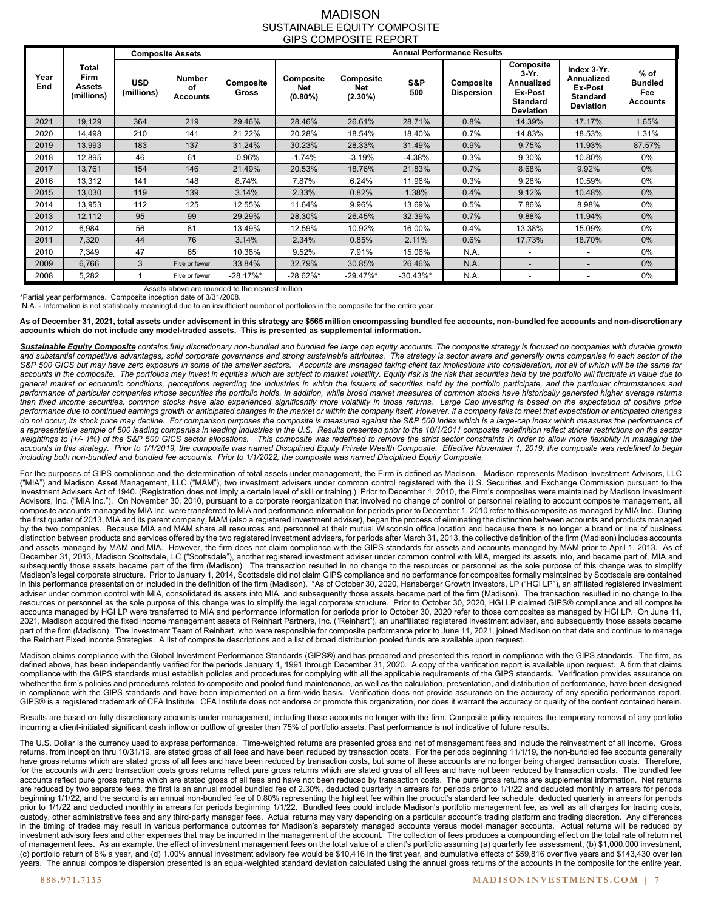# MADISON
## SUSTAINABLE EQUITY COMPOSITE
## GIPS COMPOSITE REPORT

| Year End | Total Firm Assets (millions) | Composite Assets | | Annual Performance Results | | | | | | | |
|---|---|---|---|---|---|---|---|---|---|---|---|
| | | USD (millions) | Number of Accounts | Composite Gross | Composite Net (0.80%) | Composite Net (2.30%) | S&P 500 | Composite Dispersion | Composite 3-Yr. Annualized Ex-Post Standard Deviation | Index 3-Yr. Annualized Ex-Post Standard Deviation | % of Bundled Fee Accounts |
| 2021 | 19,129 | 364 | 219 | 29.46% | 28.46% | 26.61% | 28.71% | 0.8% | 14.39% | 17.17% | 1.65% |
| 2020 | 14,498 | 210 | 141 | 21.22% | 20.28% | 18.54% | 18.40% | 0.7% | 14.83% | 18.53% | 1.31% |
| 2019 | 13,993 | 183 | 137 | 31.24% | 30.23% | 28.33% | 31.49% | 0.9% | 9.75% | 11.93% | 87.57% |
| 2018 | 12,895 | 46 | 61 | -0.96% | -1.74% | -3.19% | -4.38% | 0.3% | 9.30% | 10.80% | 0% |
| 2017 | 13,761 | 154 | 146 | 21.49% | 20.53% | 18.76% | 21.83% | 0.7% | 8.68% | 9.92% | 0% |
| 2016 | 13,312 | 141 | 148 | 8.74% | 7.87% | 6.24% | 11.96% | 0.3% | 9.28% | 10.59% | 0% |
| 2015 | 13,030 | 119 | 139 | 3.14% | 2.33% | 0.82% | 1.38% | 0.4% | 9.12% | 10.48% | 0% |
| 2014 | 13,953 | 112 | 125 | 12.55% | 11.64% | 9.96% | 13.69% | 0.5% | 7.86% | 8.98% | 0% |
| 2013 | 12,112 | 95 | 99 | 29.29% | 28.30% | 26.45% | 32.39% | 0.7% | 9.88% | 11.94% | 0% |
| 2012 | 6,984 | 56 | 81 | 13.49% | 12.59% | 10.92% | 16.00% | 0.4% | 13.38% | 15.09% | 0% |
| 2011 | 7,320 | 44 | 76 | 3.14% | 2.34% | 0.85% | 2.11% | 0.6% | 17.73% | 18.70% | 0% |
| 2010 | 7,349 | 47 | 65 | 10.38% | 9.52% | 7.91% | 15.06% | N.A. | - | - | 0% |
| 2009 | 6,766 | 3 | Five or fewer | 33.84% | 32.79% | 30.85% | 26.46% | N.A. | - | - | 0% |
| 2008 | 5,282 | 1 | Five or fewer | -28.17%* | -28.62%* | -29.47%* | -30.43%* | N.A. | - | - | 0% |

Assets above are rounded to the nearest million

*Partial year performance. Composite inception date of 3/31/2008.

N.A. - Information is not statistically meaningful due to an insufficient number of portfolios in the composite for the entire year

**As of December 31, 2021, total assets under advisement in this strategy are $565 million encompassing bundled fee accounts, non-bundled fee accounts and non-discretionary accounts which do not include any model-traded assets. This is presented as supplemental information.**

***Sustainable Equity Composite*** *contains fully discretionary non-bundled and bundled fee large cap equity accounts. The composite strategy is focused on companies with durable growth and substantial competitive advantages, solid corporate governance and strong sustainable attributes. The strategy is sector aware and generally owns companies in each sector of the S&P 500 GICS but may have zero exposure in some of the smaller sectors. Accounts are managed taking client tax implications into consideration, not all of which will be the same for accounts in the composite. The portfolios may invest in equities which are subject to market volatility. Equity risk is the risk that securities held by the portfolio will fluctuate in value due to general market or economic conditions, perceptions regarding the industries in which the issuers of securities held by the portfolio participate, and the particular circumstances and performance of particular companies whose securities the portfolio holds. In addition, while broad market measures of common stocks have historically generated higher average returns than fixed income securities, common stocks have also experienced significantly more volatility in those returns. Large Cap investing is based on the expectation of positive price performance due to continued earnings growth or anticipated changes in the market or within the company itself. However, if a company fails to meet that expectation or anticipated changes do not occur, its stock price may decline. For comparison purposes the composite is measured against the S&P 500 Index which is a large-cap index which measures the performance of a representative sample of 500 leading companies in leading industries in the U.S. Results presented prior to the 10/1/2011 composite redefinition reflect stricter restrictions on the sector weightings to (+/- 1%) of the S&P 500 GICS sector allocations. This composite was redefined to remove the strict sector constraints in order to allow more flexibility in managing the accounts in this strategy. Prior to 1/1/2019, the composite was named Disciplined Equity Private Wealth Composite. Effective November 1, 2019, the composite was redefined to begin including both non-bundled and bundled fee accounts. Prior to 1/1/2022, the composite was named Disciplined Equity Composite.*

For the purposes of GIPS compliance and the determination of total assets under management, the Firm is defined as Madison. Madison represents Madison Investment Advisors, LLC ("MIA") and Madison Asset Management, LLC ("MAM"), two investment advisers under common control registered with the U.S. Securities and Exchange Commission pursuant to the Investment Advisers Act of 1940. (Registration does not imply a certain level of skill or training.) Prior to December 1, 2010, the Firm's composites were maintained by Madison Investment Advisors, Inc. ("MIA Inc."). On November 30, 2010, pursuant to a corporate reorganization that involved no change of control or personnel relating to account composite management, all composite accounts managed by MIA Inc. were transferred to MIA and performance information for periods prior to December 1, 2010 refer to this composite as managed by MIA Inc. During the first quarter of 2013, MIA and its parent company, MAM (also a registered investment adviser), began the process of eliminating the distinction between accounts and products managed by the two companies. Because MIA and MAM share all resources and personnel at their mutual Wisconsin office location and because there is no longer a brand or line of business distinction between products and services offered by the two registered investment advisers, for periods after March 31, 2013, the collective definition of the firm (Madison) includes accounts and assets managed by MAM and MIA. However, the firm does not claim compliance with the GIPS standards for assets and accounts managed by MAM prior to April 1, 2013. As of December 31, 2013, Madison Scottsdale, LC ("Scottsdale"), another registered investment adviser under common control with MIA, merged its assets into, and became part of, MIA and subsequently those assets became part of the firm (Madison). The transaction resulted in no change to the resources or personnel as the sole purpose of this change was to simplify Madison's legal corporate structure. Prior to January 1, 2014, Scottsdale did not claim GIPS compliance and no performance for composites formally maintained by Scottsdale are contained in this performance presentation or included in the definition of the firm (Madison). *As of October 30, 2020, Hansberger Growth Investors, LP ("HGI LP"), an affiliated registered investment adviser under common control with MIA, consolidated its assets into MIA, and subsequently those assets became part of the firm (Madison). The transaction resulted in no change to the resources or personnel as the sole purpose of this change was to simplify the legal corporate structure. Prior to October 30, 2020, HGI LP claimed GIPS® compliance and all composite accounts managed by HGI LP were transferred to MIA and performance information for periods prior to October 30, 2020 refer to those composites as managed by HGI LP. On June 11, 2021, Madison acquired the fixed income management assets of Reinhart Partners, Inc. ("Reinhart"), an unaffiliated registered investment adviser, and subsequently those assets became part of the firm (Madison). The Investment Team of Reinhart, who were responsible for composite performance prior to June 11, 2021, joined Madison on that date and continue to manage the Reinhart Fixed Income Strategies. A list of composite descriptions and a list of broad distribution pooled funds are available upon request.

Madison claims compliance with the Global Investment Performance Standards (GIPS®) and has prepared and presented this report in compliance with the GIPS standards. The firm, as defined above, has been independently verified for the periods January 1, 1991 through December 31, 2020. A copy of the verification report is available upon request. A firm that claims compliance with the GIPS standards must establish policies and procedures for complying with all the applicable requirements of the GIPS standards. Verification provides assurance on whether the firm's policies and procedures related to composite and pooled fund maintenance, as well as the calculation, presentation, and distribution of performance, have been designed in compliance with the GIPS standards and have been implemented on a firm-wide basis. Verification does not provide assurance on the accuracy of any specific performance report. GIPS® is a registered trademark of CFA Institute. CFA Institute does not endorse or promote this organization, nor does it warrant the accuracy or quality of the content contained herein.

Results are based on fully discretionary accounts under management, including those accounts no longer with the firm. Composite policy requires the temporary removal of any portfolio incurring a client-initiated significant cash inflow or outflow of greater than 75% of portfolio assets. Past performance is not indicative of future results.

The U.S. Dollar is the currency used to express performance. Time-weighted returns are presented gross and net of management fees and include the reinvestment of all income. Gross returns, from inception thru 10/31/19, are stated gross of all fees and have been reduced by transaction costs. For the periods beginning 11/1/19, the non-bundled fee accounts generally have gross returns which are stated gross of all fees and have been reduced by transaction costs, but some of these accounts are no longer being charged transaction costs. Therefore, for the accounts with zero transaction costs gross returns reflect pure gross returns which are stated gross of all fees and have not been reduced by transaction costs. The bundled fee accounts reflect pure gross returns which are stated gross of all fees and have not been reduced by transaction costs. The pure gross returns are supplemental information. Net returns are reduced by two separate fees, the first is an annual model bundled fee of 2.30%, deducted quarterly in arrears for periods prior to 1/1/22 and deducted monthly in arrears for periods beginning 1/1/22, and the second is an annual non-bundled fee of 0.80% representing the highest fee within the product's standard fee schedule, deducted quarterly in arrears for periods prior to 1/1/22 and deducted monthly in arrears for periods beginning 1/1/22. Bundled fees could include Madison's portfolio management fee, as well as all charges for trading costs, custody, other administrative fees and any third-party manager fees. Actual returns may vary depending on a particular account's trading platform and trading discretion. Any differences in the timing of trades may result in various performance outcomes for Madison's separately managed accounts versus model manager accounts. Actual returns will be reduced by investment advisory fees and other expenses that may be incurred in the management of the account. The collection of fees produces a compounding effect on the total rate of return net of management fees. As an example, the effect of investment management fees on the total value of a client's portfolio assuming (a) quarterly fee assessment, (b) $1,000,000 investment, (c) portfolio return of 8% a year, and (d) 1.00% annual investment advisory fee would be $10,416 in the first year, and cumulative effects of $59,816 over five years and $143,430 over ten years. The annual composite dispersion presented is an equal-weighted standard deviation calculated using the annual gross returns of the accounts in the composite for the entire year.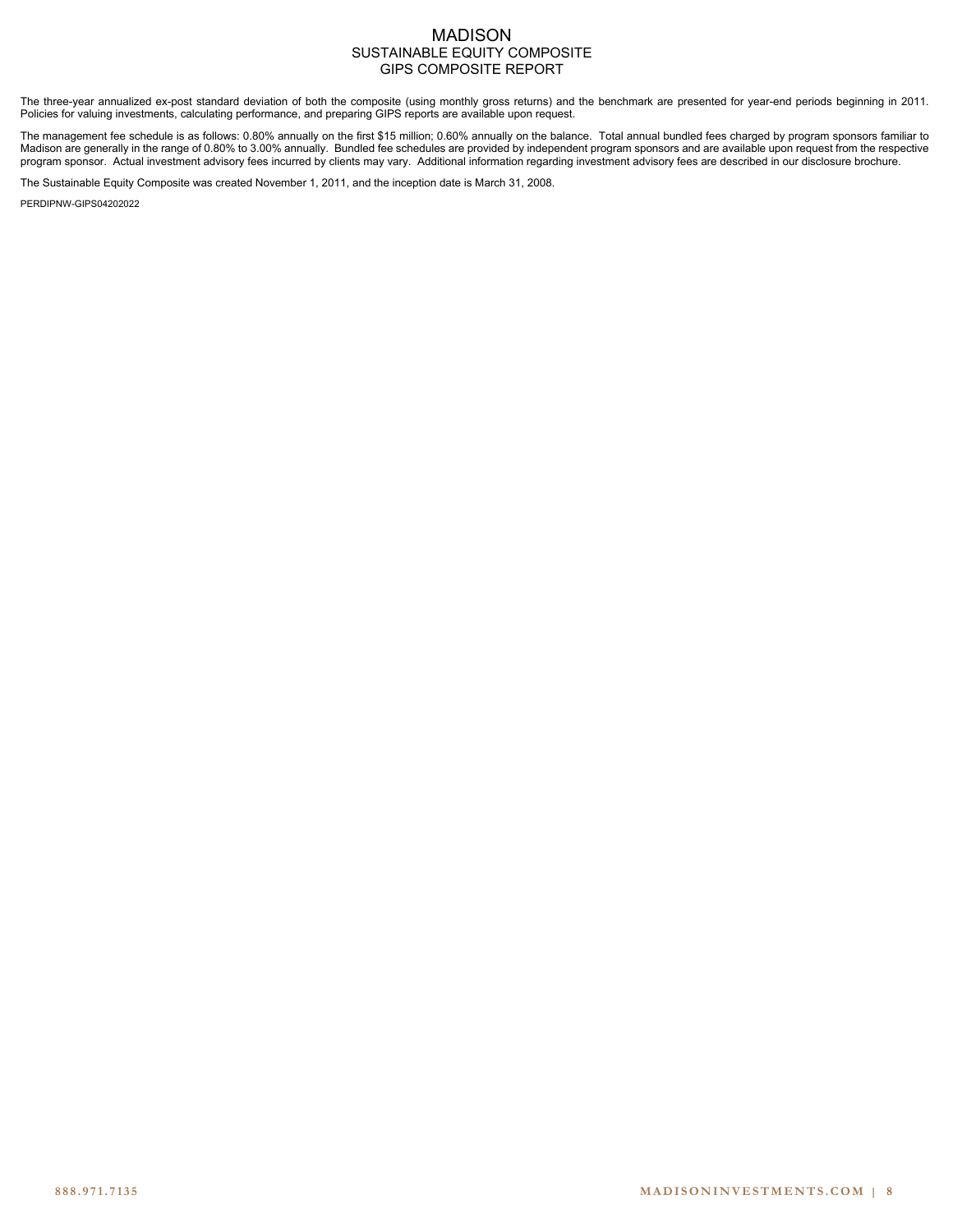# MADISON
## SUSTAINABLE EQUITY COMPOSITE
## GIPS COMPOSITE REPORT

The three-year annualized ex-post standard deviation of both the composite (using monthly gross returns) and the benchmark are presented for year-end periods beginning in 2011. Policies for valuing investments, calculating performance, and preparing GIPS reports are available upon request.

The management fee schedule is as follows: 0.80% annually on the first $15 million; 0.60% annually on the balance. Total annual bundled fees charged by program sponsors familiar to Madison are generally in the range of 0.80% to 3.00% annually. Bundled fee schedules are provided by independent program sponsors and are available upon request from the respective program sponsor. Actual investment advisory fees incurred by clients may vary. Additional information regarding investment advisory fees are described in our disclosure brochure.

The Sustainable Equity Composite was created November 1, 2011, and the inception date is March 31, 2008.

PERDIPNW-GIPS04202022

888.971.7135

MADISONINVESTMENTS.COM